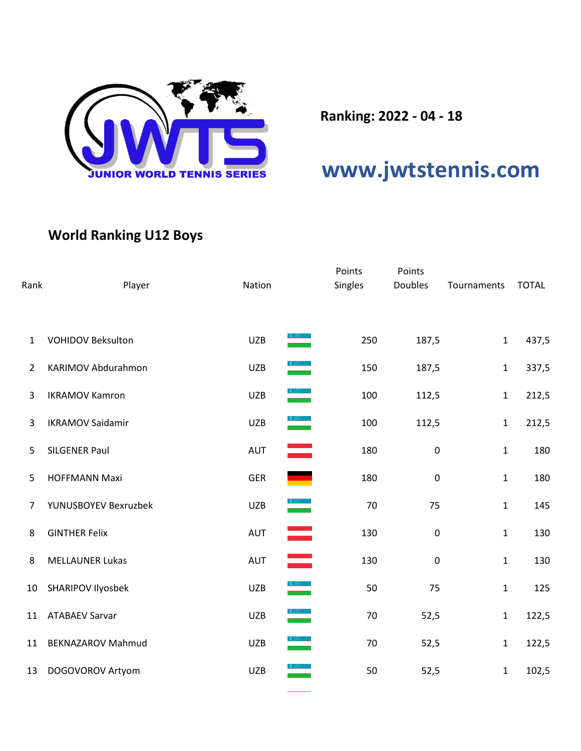JUNIOR WORLD TENNIS SERIES

**Ranking: 2022 - 04 - 18**

**www.jwtstennis.com**

## World Ranking U12 Boys

| Rank | Player | Nation | Points Singles | Points Doubles | Tournaments | TOTAL |
|---|---|---|---|---|---|---|
| 1 | VOHIDOV Beksulton | UZB | 250 | 187,5 | 1 | 437,5 |
| 2 | KARIMOV Abdurahmon | UZB | 150 | 187,5 | 1 | 337,5 |
| 3 | IKRAMOV Kamron | UZB | 100 | 112,5 | 1 | 212,5 |
| 3 | IKRAMOV Saidamir | UZB | 100 | 112,5 | 1 | 212,5 |
| 5 | SILGENER Paul | AUT | 180 | 0 | 1 | 180 |
| 5 | HOFFMANN Maxi | GER | 180 | 0 | 1 | 180 |
| 7 | YUNUSBOYEV Bexruzbek | UZB | 70 | 75 | 1 | 145 |
| 8 | GINTHER Felix | AUT | 130 | 0 | 1 | 130 |
| 8 | MELLAUNER Lukas | AUT | 130 | 0 | 1 | 130 |
| 10 | SHARIPOV Ilyosbek | UZB | 50 | 75 | 1 | 125 |
| 11 | ATABAEV Sarvar | UZB | 70 | 52,5 | 1 | 122,5 |
| 11 | BEKNAZAROV Mahmud | UZB | 70 | 52,5 | 1 | 122,5 |
| 13 | DOGOVOROV Artyom | UZB | 50 | 52,5 | 1 | 102,5 |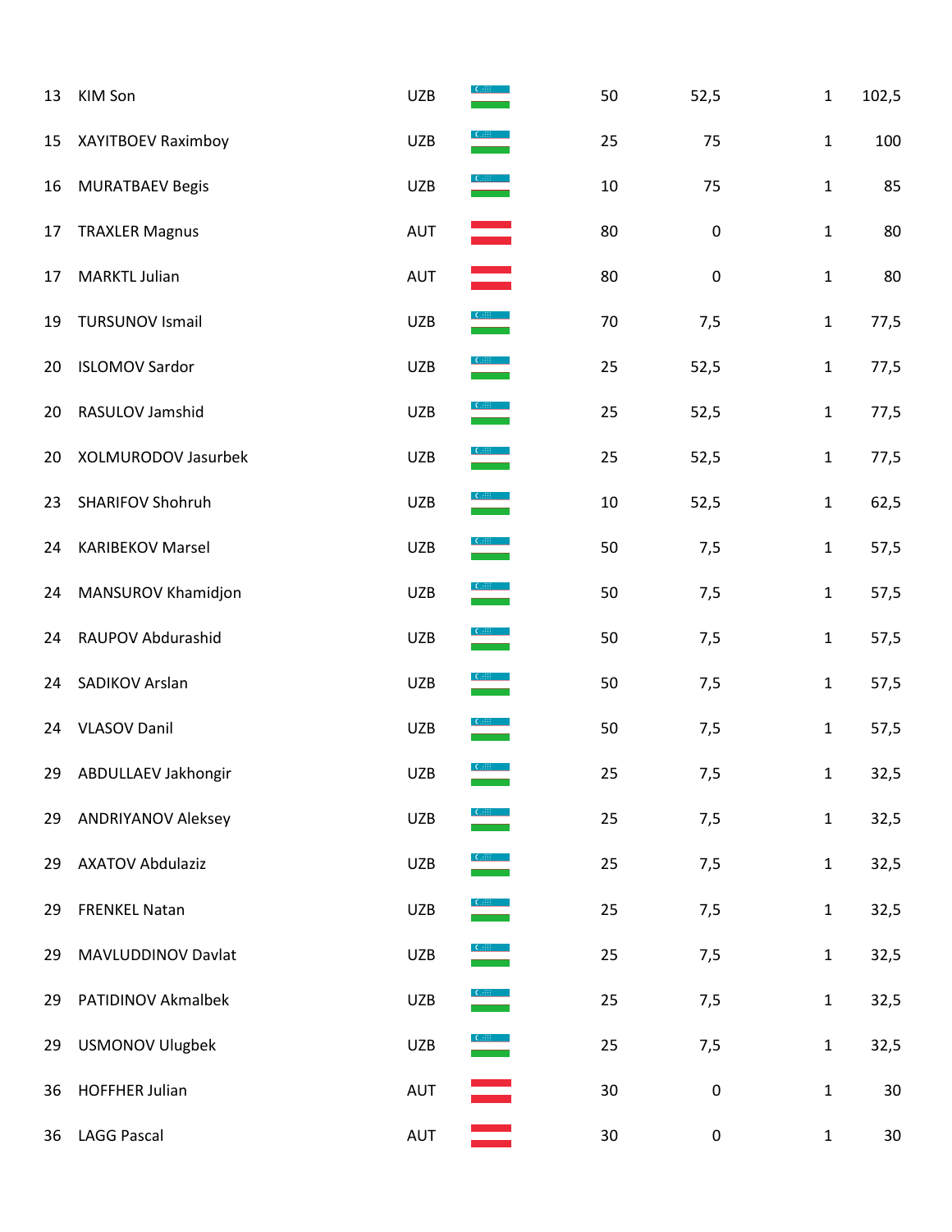| | | | | | | |
|---|---|---|---|---|---|---|
| 13 | KIM Son | UZB | 50 | 52,5 | 1 | 102,5 |
| 15 | XAYITBOEV Raximboy | UZB | 25 | 75 | 1 | 100 |
| 16 | MURATBAEV Begis | UZB | 10 | 75 | 1 | 85 |
| 17 | TRAXLER Magnus | AUT | 80 | 0 | 1 | 80 |
| 17 | MARKTL Julian | AUT | 80 | 0 | 1 | 80 |
| 19 | TURSUNOV Ismail | UZB | 70 | 7,5 | 1 | 77,5 |
| 20 | ISLOMOV Sardor | UZB | 25 | 52,5 | 1 | 77,5 |
| 20 | RASULOV Jamshid | UZB | 25 | 52,5 | 1 | 77,5 |
| 20 | XOLMURODOV Jasurbek | UZB | 25 | 52,5 | 1 | 77,5 |
| 23 | SHARIFOV Shohruh | UZB | 10 | 52,5 | 1 | 62,5 |
| 24 | KARIBEKOV Marsel | UZB | 50 | 7,5 | 1 | 57,5 |
| 24 | MANSUROV Khamidjon | UZB | 50 | 7,5 | 1 | 57,5 |
| 24 | RAUPOV Abdurashid | UZB | 50 | 7,5 | 1 | 57,5 |
| 24 | SADIKOV Arslan | UZB | 50 | 7,5 | 1 | 57,5 |
| 24 | VLASOV Danil | UZB | 50 | 7,5 | 1 | 57,5 |
| 29 | ABDULLAEV Jakhongir | UZB | 25 | 7,5 | 1 | 32,5 |
| 29 | ANDRIYANOV Aleksey | UZB | 25 | 7,5 | 1 | 32,5 |
| 29 | AXATOV Abdulaziz | UZB | 25 | 7,5 | 1 | 32,5 |
| 29 | FRENKEL Natan | UZB | 25 | 7,5 | 1 | 32,5 |
| 29 | MAVLUDDINOV Davlat | UZB | 25 | 7,5 | 1 | 32,5 |
| 29 | PATIDINOV Akmalbek | UZB | 25 | 7,5 | 1 | 32,5 |
| 29 | USMONOV Ulugbek | UZB | 25 | 7,5 | 1 | 32,5 |
| 36 | HOFFHER Julian | AUT | 30 | 0 | 1 | 30 |
| 36 | LAGG Pascal | AUT | 30 | 0 | 1 | 30 |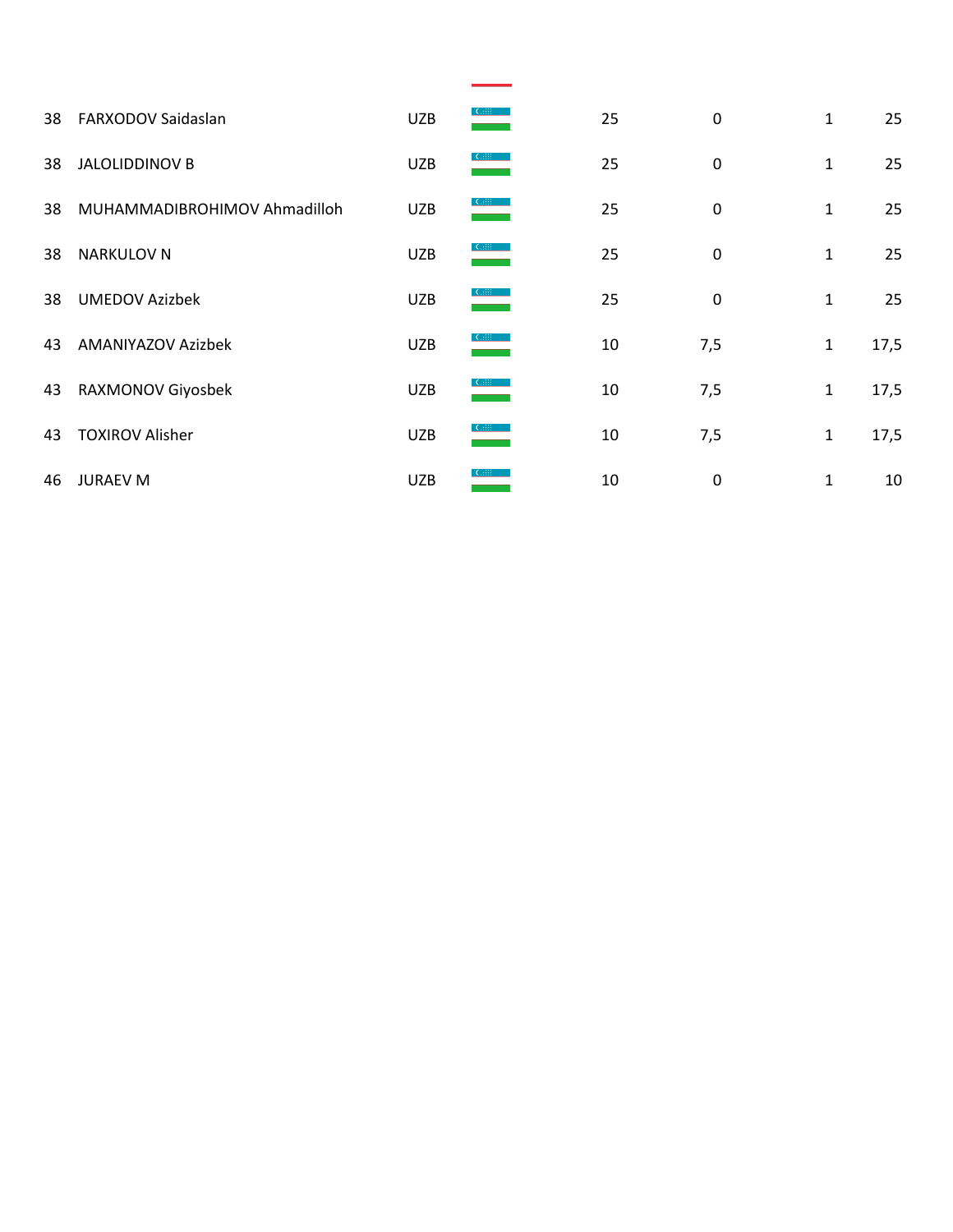| | | | | | | | |
|---|---|---|---|---|---|---|---|
| 38 | FARXODOV Saidaslan | UZB | | 25 | 0 | 1 | 25 |
| 38 | JALOLIDDINOV B | UZB | | 25 | 0 | 1 | 25 |
| 38 | MUHAMMADIBROHIMOV Ahmadilloh | UZB | | 25 | 0 | 1 | 25 |
| 38 | NARKULOV N | UZB | | 25 | 0 | 1 | 25 |
| 38 | UMEDOV Azizbek | UZB | | 25 | 0 | 1 | 25 |
| 43 | AMANIYAZOV Azizbek | UZB | | 10 | 7,5 | 1 | 17,5 |
| 43 | RAXMONOV Giyosbek | UZB | | 10 | 7,5 | 1 | 17,5 |
| 43 | TOXIROV Alisher | UZB | | 10 | 7,5 | 1 | 17,5 |
| 46 | JURAEV M | UZB | | 10 | 0 | 1 | 10 |